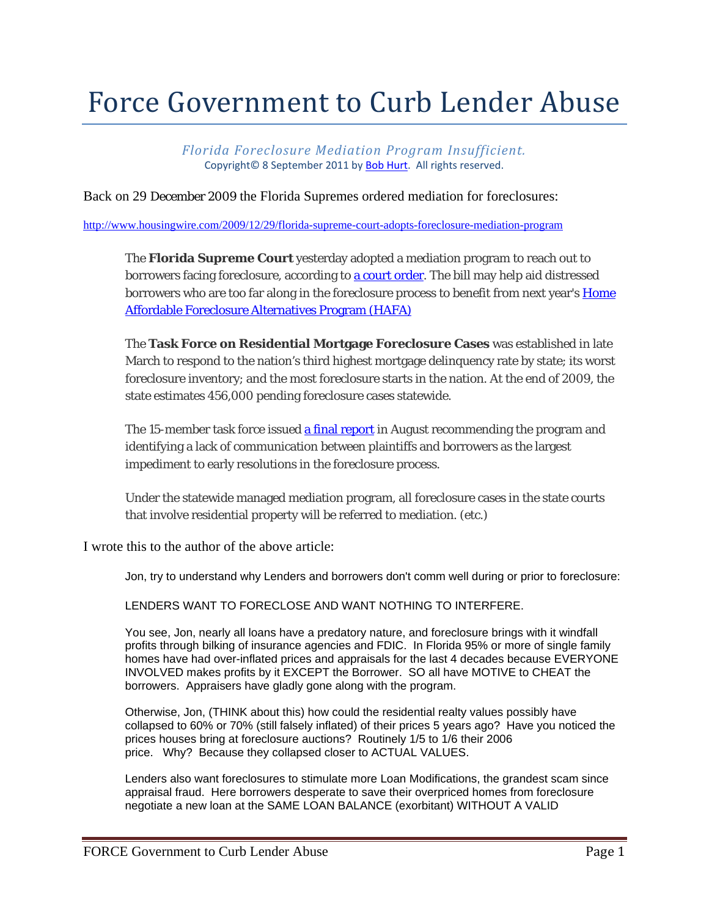# Force Government to Curb Lender Abuse

*Florida Foreclosure Mediation Program Insufficient.*

Copyright© 8 September 2011 by [Bob Hurt](). All rights reserved.

Back on 29 December 2009 the Florida Supremes ordered mediation for foreclosures:

http://www.housingwire.com/2009/12/29/florida-supreme-court-adopts-foreclosure-mediation-program

> The **Florida Supreme Court** yesterday adopted a mediation program to reach out to borrowers facing foreclosure, according to [a court order](). The bill may help aid distressed borrowers who are too far along in the foreclosure process to benefit from next year's [Home Affordable Foreclosure Alternatives Program (HAFA)]()
>
> The **Task Force on Residential Mortgage Foreclosure Cases** was established in late March to respond to the nation's third highest mortgage delinquency rate by state; its worst foreclosure inventory; and the most foreclosure starts in the nation. At the end of 2009, the state estimates 456,000 pending foreclosure cases statewide.
>
> The 15-member task force issued [a final report]() in August recommending the program and identifying a lack of communication between plaintiffs and borrowers as the largest impediment to early resolutions in the foreclosure process.
>
> Under the statewide managed mediation program, all foreclosure cases in the state courts that involve residential property will be referred to mediation. (etc.)

I wrote this to the author of the above article:

> Jon, try to understand why Lenders and borrowers don't comm well during or prior to foreclosure:
>
> LENDERS WANT TO FORECLOSE AND WANT NOTHING TO INTERFERE.
>
> You see, Jon, nearly all loans have a predatory nature, and foreclosure brings with it windfall profits through bilking of insurance agencies and FDIC. In Florida 95% or more of single family homes have had over-inflated prices and appraisals for the last 4 decades because EVERYONE INVOLVED makes profits by it EXCEPT the Borrower. SO all have MOTIVE to CHEAT the borrowers. Appraisers have gladly gone along with the program.
>
> Otherwise, Jon, (THINK about this) how could the residential realty values possibly have collapsed to 60% or 70% (still falsely inflated) of their prices 5 years ago? Have you noticed the prices houses bring at foreclosure auctions? Routinely 1/5 to 1/6 their 2006 price. Why? Because they collapsed closer to ACTUAL VALUES.
>
> Lenders also want foreclosures to stimulate more Loan Modifications, the grandest scam since appraisal fraud. Here borrowers desperate to save their overpriced homes from foreclosure negotiate a new loan at the SAME LOAN BALANCE (exorbitant) WITHOUT A VALID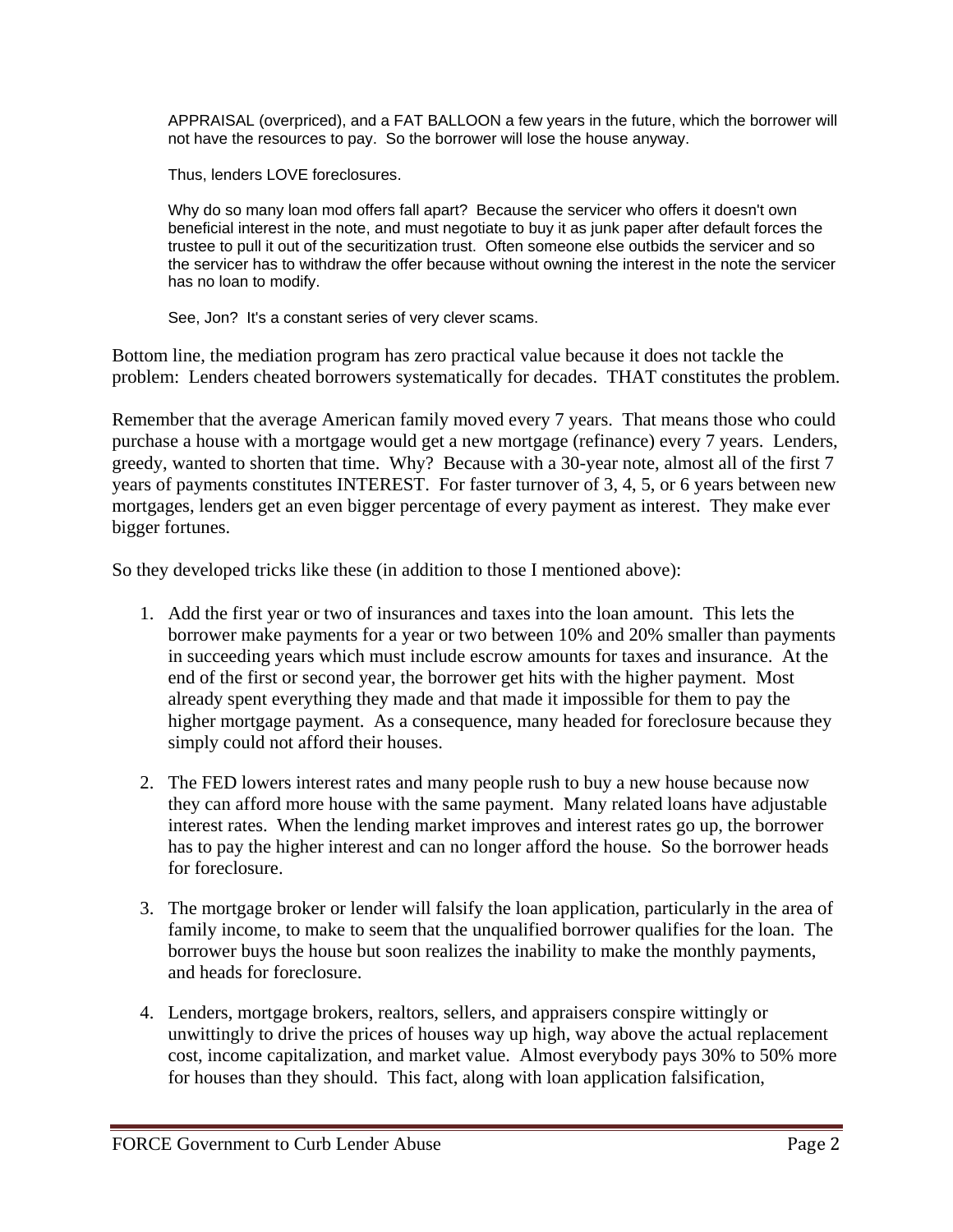> APPRAISAL (overpriced), and a FAT BALLOON a few years in the future, which the borrower will not have the resources to pay. So the borrower will lose the house anyway.
>
> Thus, lenders LOVE foreclosures.
>
> Why do so many loan mod offers fall apart? Because the servicer who offers it doesn't own beneficial interest in the note, and must negotiate to buy it as junk paper after default forces the trustee to pull it out of the securitization trust. Often someone else outbids the servicer and so the servicer has to withdraw the offer because without owning the interest in the note the servicer has no loan to modify.
>
> See, Jon? It's a constant series of very clever scams.

Bottom line, the mediation program has zero practical value because it does not tackle the problem: Lenders cheated borrowers systematically for decades. THAT constitutes the problem.

Remember that the average American family moved every 7 years. That means those who could purchase a house with a mortgage would get a new mortgage (refinance) every 7 years. Lenders, greedy, wanted to shorten that time. Why? Because with a 30-year note, almost all of the first 7 years of payments constitutes INTEREST. For faster turnover of 3, 4, 5, or 6 years between new mortgages, lenders get an even bigger percentage of every payment as interest. They make ever bigger fortunes.

So they developed tricks like these (in addition to those I mentioned above):

1. Add the first year or two of insurances and taxes into the loan amount. This lets the borrower make payments for a year or two between 10% and 20% smaller than payments in succeeding years which must include escrow amounts for taxes and insurance. At the end of the first or second year, the borrower get hits with the higher payment. Most already spent everything they made and that made it impossible for them to pay the higher mortgage payment. As a consequence, many headed for foreclosure because they simply could not afford their houses.

2. The FED lowers interest rates and many people rush to buy a new house because now they can afford more house with the same payment. Many related loans have adjustable interest rates. When the lending market improves and interest rates go up, the borrower has to pay the higher interest and can no longer afford the house. So the borrower heads for foreclosure.

3. The mortgage broker or lender will falsify the loan application, particularly in the area of family income, to make to seem that the unqualified borrower qualifies for the loan. The borrower buys the house but soon realizes the inability to make the monthly payments, and heads for foreclosure.

4. Lenders, mortgage brokers, realtors, sellers, and appraisers conspire wittingly or unwittingly to drive the prices of houses way up high, way above the actual replacement cost, income capitalization, and market value. Almost everybody pays 30% to 50% more for houses than they should. This fact, along with loan application falsification,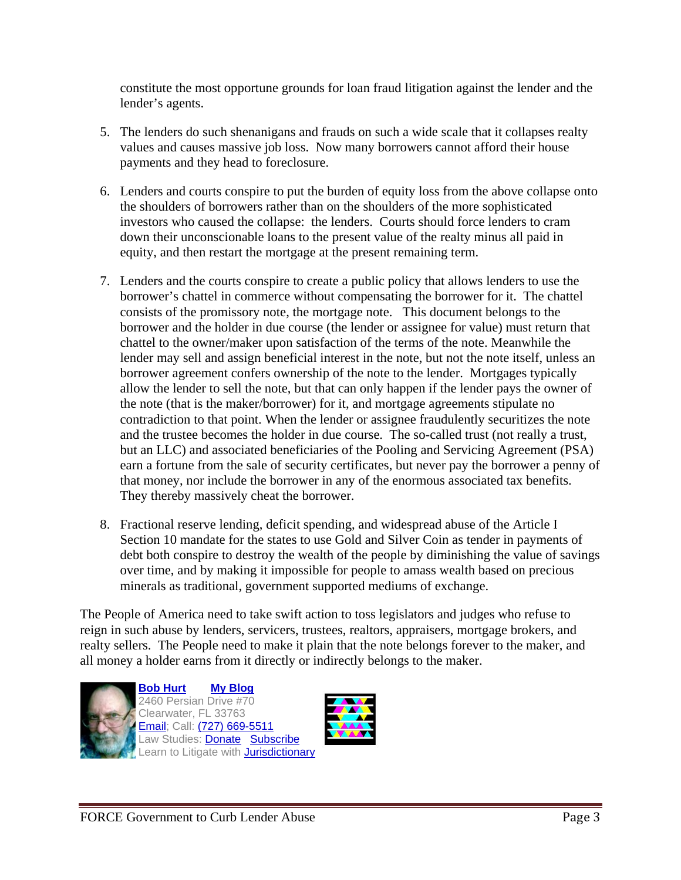constitute the most opportune grounds for loan fraud litigation against the lender and the lender's agents.

5. The lenders do such shenanigans and frauds on such a wide scale that it collapses realty values and causes massive job loss. Now many borrowers cannot afford their house payments and they head to foreclosure.

6. Lenders and courts conspire to put the burden of equity loss from the above collapse onto the shoulders of borrowers rather than on the shoulders of the more sophisticated investors who caused the collapse: the lenders. Courts should force lenders to cram down their unconscionable loans to the present value of the realty minus all paid in equity, and then restart the mortgage at the present remaining term.

7. Lenders and the courts conspire to create a public policy that allows lenders to use the borrower's chattel in commerce without compensating the borrower for it. The chattel consists of the promissory note, the mortgage note. This document belongs to the borrower and the holder in due course (the lender or assignee for value) must return that chattel to the owner/maker upon satisfaction of the terms of the note. Meanwhile the lender may sell and assign beneficial interest in the note, but not the note itself, unless an borrower agreement confers ownership of the note to the lender. Mortgages typically allow the lender to sell the note, but that can only happen if the lender pays the owner of the note (that is the maker/borrower) for it, and mortgage agreements stipulate no contradiction to that point. When the lender or assignee fraudulently securitizes the note and the trustee becomes the holder in due course. The so-called trust (not really a trust, but an LLC) and associated beneficiaries of the Pooling and Servicing Agreement (PSA) earn a fortune from the sale of security certificates, but never pay the borrower a penny of that money, nor include the borrower in any of the enormous associated tax benefits. They thereby massively cheat the borrower.

8. Fractional reserve lending, deficit spending, and widespread abuse of the Article I Section 10 mandate for the states to use Gold and Silver Coin as tender in payments of debt both conspire to destroy the wealth of the people by diminishing the value of savings over time, and by making it impossible for people to amass wealth based on precious minerals as traditional, government supported mediums of exchange.

The People of America need to take swift action to toss legislators and judges who refuse to reign in such abuse by lenders, servicers, trustees, realtors, appraisers, mortgage brokers, and realty sellers. The People need to make it plain that the note belongs forever to the maker, and all money a holder earns from it directly or indirectly belongs to the maker.

**Bob Hurt** **My Blog**
2460 Persian Drive #70
Clearwater, FL 33763
Email; Call: (727) 669-5511
Law Studies: Donate Subscribe
Learn to Litigate with Jurisdictionary